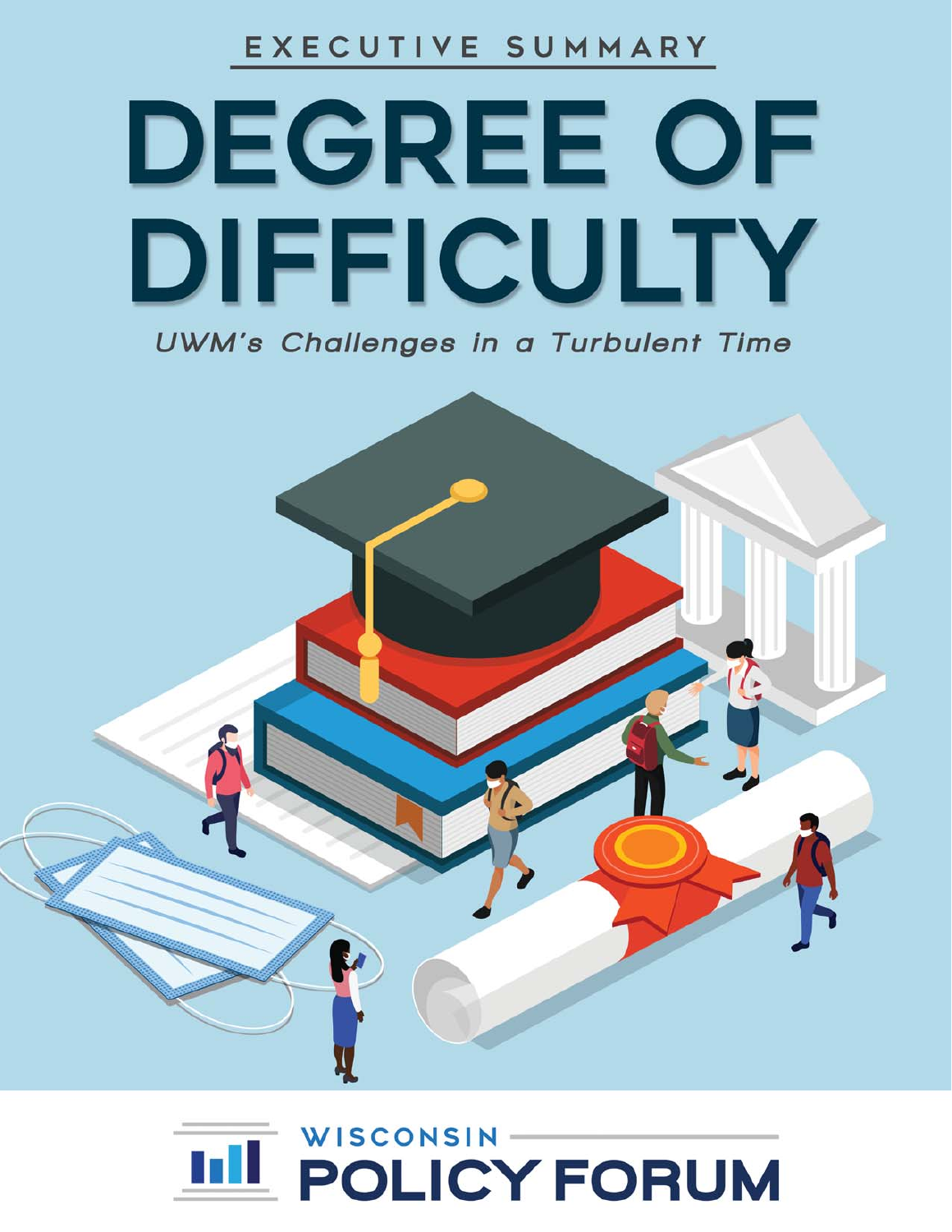EXECUTIVE SUMMARY

# DEGREE OF DIFFICULTY

*UWM's Challenges in a Turbulent Time*

WISCONSIN POLICY FORUM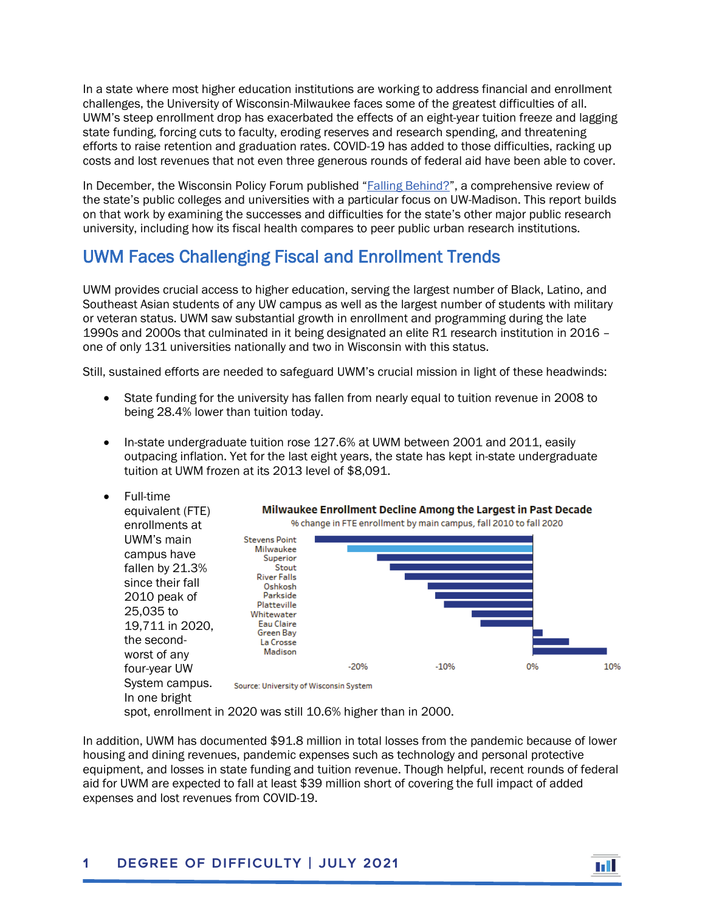In a state where most higher education institutions are working to address financial and enrollment challenges, the University of Wisconsin-Milwaukee faces some of the greatest difficulties of all. UWM's steep enrollment drop has exacerbated the effects of an eight-year tuition freeze and lagging state funding, forcing cuts to faculty, eroding reserves and research spending, and threatening efforts to raise retention and graduation rates. COVID-19 has added to those difficulties, racking up costs and lost revenues that not even three generous rounds of federal aid have been able to cover.

In December, the Wisconsin Policy Forum published "[Falling Behind?](#)", a comprehensive review of the state's public colleges and universities with a particular focus on UW-Madison. This report builds on that work by examining the successes and difficulties for the state's other major public research university, including how its fiscal health compares to peer public urban research institutions.

## UWM Faces Challenging Fiscal and Enrollment Trends

UWM provides crucial access to higher education, serving the largest number of Black, Latino, and Southeast Asian students of any UW campus as well as the largest number of students with military or veteran status. UWM saw substantial growth in enrollment and programming during the late 1990s and 2000s that culminated in it being designated an elite R1 research institution in 2016 – one of only 131 universities nationally and two in Wisconsin with this status.

Still, sustained efforts are needed to safeguard UWM's crucial mission in light of these headwinds:

- State funding for the university has fallen from nearly equal to tuition revenue in 2008 to being 28.4% lower than tuition today.
- In-state undergraduate tuition rose 127.6% at UWM between 2001 and 2011, easily outpacing inflation. Yet for the last eight years, the state has kept in-state undergraduate tuition at UWM frozen at its 2013 level of $8,091.
- Full-time equivalent (FTE) enrollments at UWM's main campus have fallen by 21.3% since their fall 2010 peak of 25,035 to 19,711 in 2020, the second-worst of any four-year UW System campus. In one bright spot, enrollment in 2020 was still 10.6% higher than in 2000.

**Milwaukee Enrollment Decline Among the Largest in Past Decade**

% change in FTE enrollment by main campus, fall 2010 to fall 2020

Stevens Point, Milwaukee, Superior, Stout, River Falls, Oshkosh, Parkside, Platteville, Whitewater, Eau Claire, Green Bay, La Crosse, Madison

Source: University of Wisconsin System

In addition, UWM has documented $91.8 million in total losses from the pandemic because of lower housing and dining revenues, pandemic expenses such as technology and personal protective equipment, and losses in state funding and tuition revenue. Though helpful, recent rounds of federal aid for UWM are expected to fall at least $39 million short of covering the full impact of added expenses and lost revenues from COVID-19.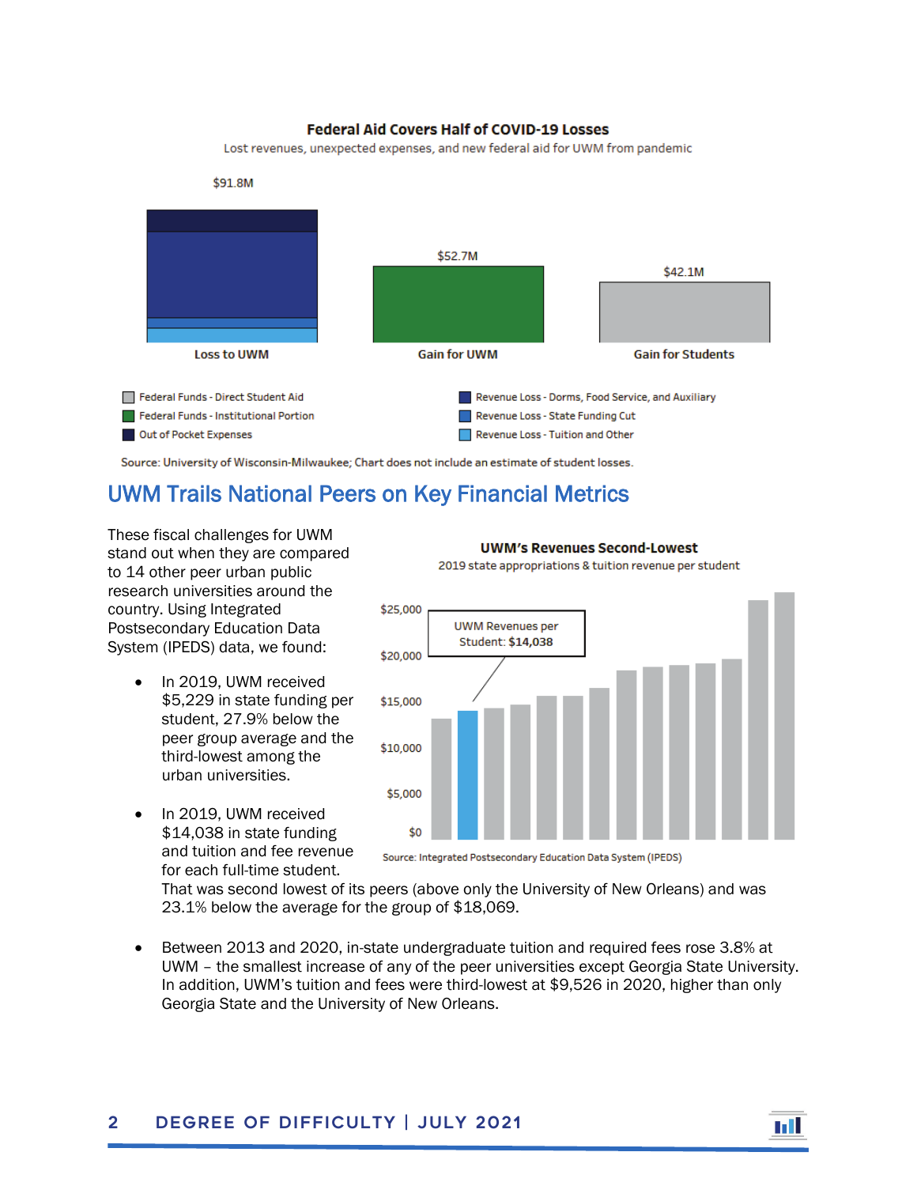**Federal Aid Covers Half of COVID-19 Losses**

Lost revenues, unexpected expenses, and new federal aid for UWM from pandemic

| | Loss to UWM | Gain for UWM | Gain for Students |
|---|---|---|---|
| Total | $91.8M | $52.7M | $42.1M |

- Federal Funds - Direct Student Aid
- Federal Funds - Institutional Portion
- Out of Pocket Expenses
- Revenue Loss - Dorms, Food Service, and Auxiliary
- Revenue Loss - State Funding Cut
- Revenue Loss - Tuition and Other

Source: University of Wisconsin-Milwaukee; Chart does not include an estimate of student losses.

## UWM Trails National Peers on Key Financial Metrics

These fiscal challenges for UWM stand out when they are compared to 14 other peer urban public research universities around the country. Using Integrated Postsecondary Education Data System (IPEDS) data, we found:

**UWM's Revenues Second-Lowest**

2019 state appropriations & tuition revenue per student

UWM Revenues per Student: **$14,038**

Source: Integrated Postsecondary Education Data System (IPEDS)

- In 2019, UWM received $5,229 in state funding per student, 27.9% below the peer group average and the third-lowest among the urban universities.
- In 2019, UWM received $14,038 in state funding and tuition and fee revenue for each full-time student. That was second lowest of its peers (above only the University of New Orleans) and was 23.1% below the average for the group of $18,069.
- Between 2013 and 2020, in-state undergraduate tuition and required fees rose 3.8% at UWM – the smallest increase of any of the peer universities except Georgia State University. In addition, UWM's tuition and fees were third-lowest at $9,526 in 2020, higher than only Georgia State and the University of New Orleans.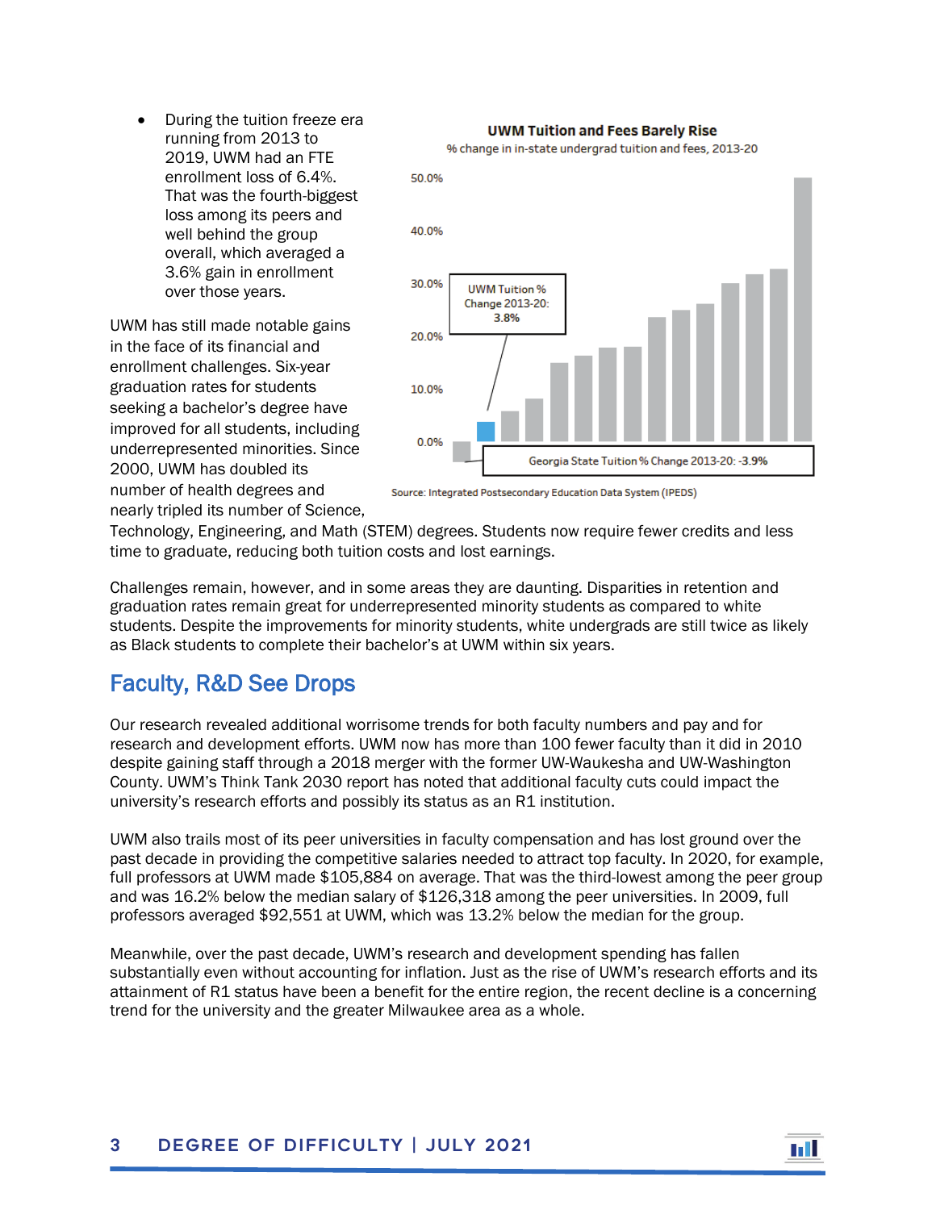- During the tuition freeze era running from 2013 to 2019, UWM had an FTE enrollment loss of 6.4%. That was the fourth-biggest loss among its peers and well behind the group overall, which averaged a 3.6% gain in enrollment over those years.

**UWM Tuition and Fees Barely Rise**

% change in in-state undergrad tuition and fees, 2013-20

UWM Tuition % Change 2013-20: 3.8%

Georgia State Tuition % Change 2013-20: -3.9%

Source: Integrated Postsecondary Education Data System (IPEDS)

UWM has still made notable gains in the face of its financial and enrollment challenges. Six-year graduation rates for students seeking a bachelor's degree have improved for all students, including underrepresented minorities. Since 2000, UWM has doubled its number of health degrees and nearly tripled its number of Science, Technology, Engineering, and Math (STEM) degrees. Students now require fewer credits and less time to graduate, reducing both tuition costs and lost earnings.

Challenges remain, however, and in some areas they are daunting. Disparities in retention and graduation rates remain great for underrepresented minority students as compared to white students. Despite the improvements for minority students, white undergrads are still twice as likely as Black students to complete their bachelor's at UWM within six years.

## Faculty, R&D See Drops

Our research revealed additional worrisome trends for both faculty numbers and pay and for research and development efforts. UWM now has more than 100 fewer faculty than it did in 2010 despite gaining staff through a 2018 merger with the former UW-Waukesha and UW-Washington County. UWM's Think Tank 2030 report has noted that additional faculty cuts could impact the university's research efforts and possibly its status as an R1 institution.

UWM also trails most of its peer universities in faculty compensation and has lost ground over the past decade in providing the competitive salaries needed to attract top faculty. In 2020, for example, full professors at UWM made $105,884 on average. That was the third-lowest among the peer group and was 16.2% below the median salary of $126,318 among the peer universities. In 2009, full professors averaged $92,551 at UWM, which was 13.2% below the median for the group.

Meanwhile, over the past decade, UWM's research and development spending has fallen substantially even without accounting for inflation. Just as the rise of UWM's research efforts and its attainment of R1 status have been a benefit for the entire region, the recent decline is a concerning trend for the university and the greater Milwaukee area as a whole.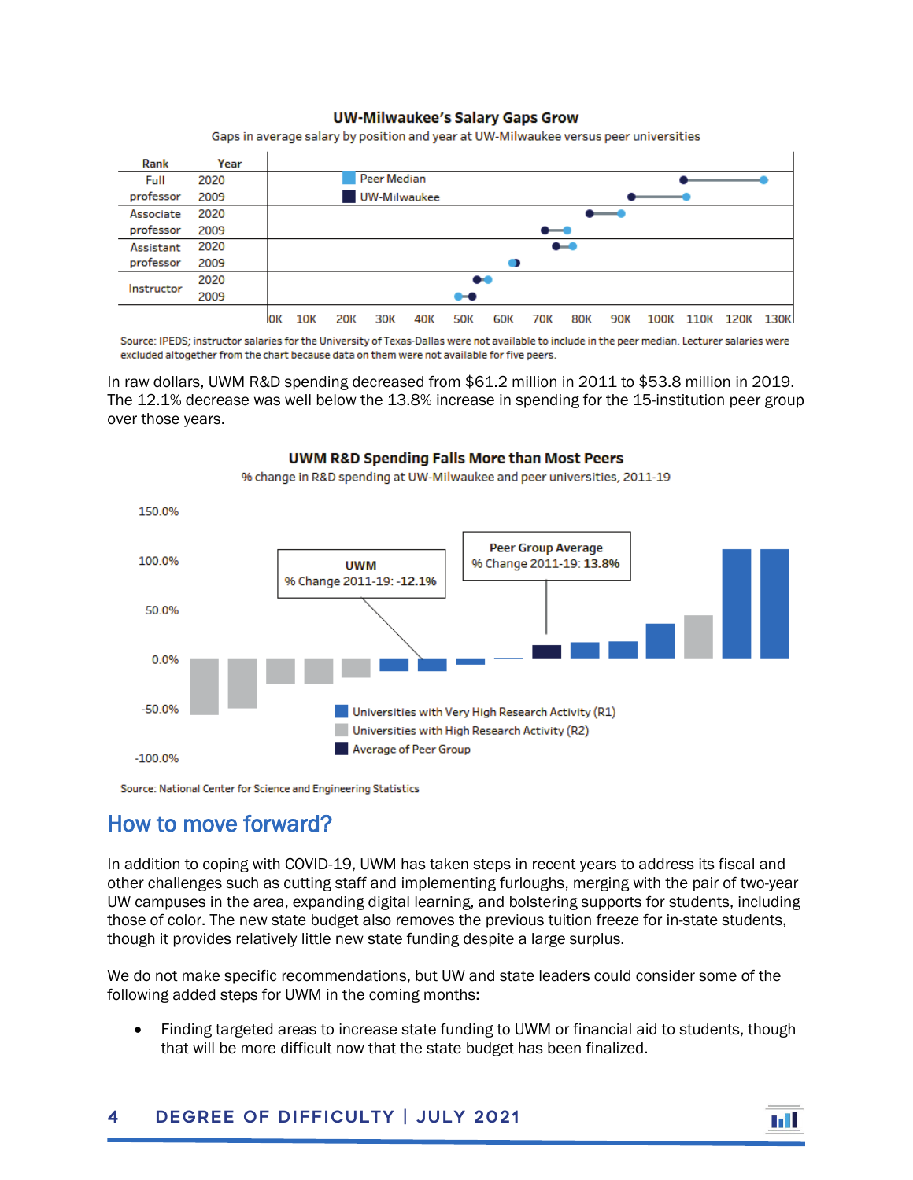**UW-Milwaukee's Salary Gaps Grow**

Gaps in average salary by position and year at UW-Milwaukee versus peer universities

Source: IPEDS; instructor salaries for the University of Texas-Dallas were not available to include in the peer median. Lecturer salaries were excluded altogether from the chart because data on them were not available for five peers.

In raw dollars, UWM R&D spending decreased from $61.2 million in 2011 to $53.8 million in 2019. The 12.1% decrease was well below the 13.8% increase in spending for the 15-institution peer group over those years.

**UWM R&D Spending Falls More than Most Peers**

% change in R&D spending at UW-Milwaukee and peer universities, 2011-19

Source: National Center for Science and Engineering Statistics

## How to move forward?

In addition to coping with COVID-19, UWM has taken steps in recent years to address its fiscal and other challenges such as cutting staff and implementing furloughs, merging with the pair of two-year UW campuses in the area, expanding digital learning, and bolstering supports for students, including those of color. The new state budget also removes the previous tuition freeze for in-state students, though it provides relatively little new state funding despite a large surplus.

We do not make specific recommendations, but UW and state leaders could consider some of the following added steps for UWM in the coming months:

- Finding targeted areas to increase state funding to UWM or financial aid to students, though that will be more difficult now that the state budget has been finalized.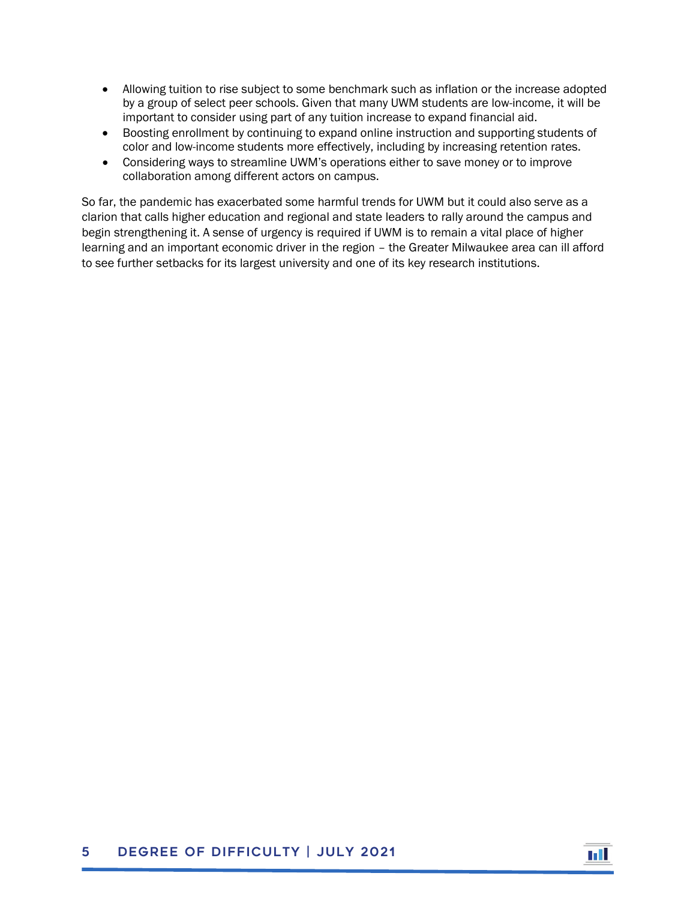- Allowing tuition to rise subject to some benchmark such as inflation or the increase adopted by a group of select peer schools. Given that many UWM students are low-income, it will be important to consider using part of any tuition increase to expand financial aid.
- Boosting enrollment by continuing to expand online instruction and supporting students of color and low-income students more effectively, including by increasing retention rates.
- Considering ways to streamline UWM's operations either to save money or to improve collaboration among different actors on campus.

So far, the pandemic has exacerbated some harmful trends for UWM but it could also serve as a clarion that calls higher education and regional and state leaders to rally around the campus and begin strengthening it. A sense of urgency is required if UWM is to remain a vital place of higher learning and an important economic driver in the region – the Greater Milwaukee area can ill afford to see further setbacks for its largest university and one of its key research institutions.